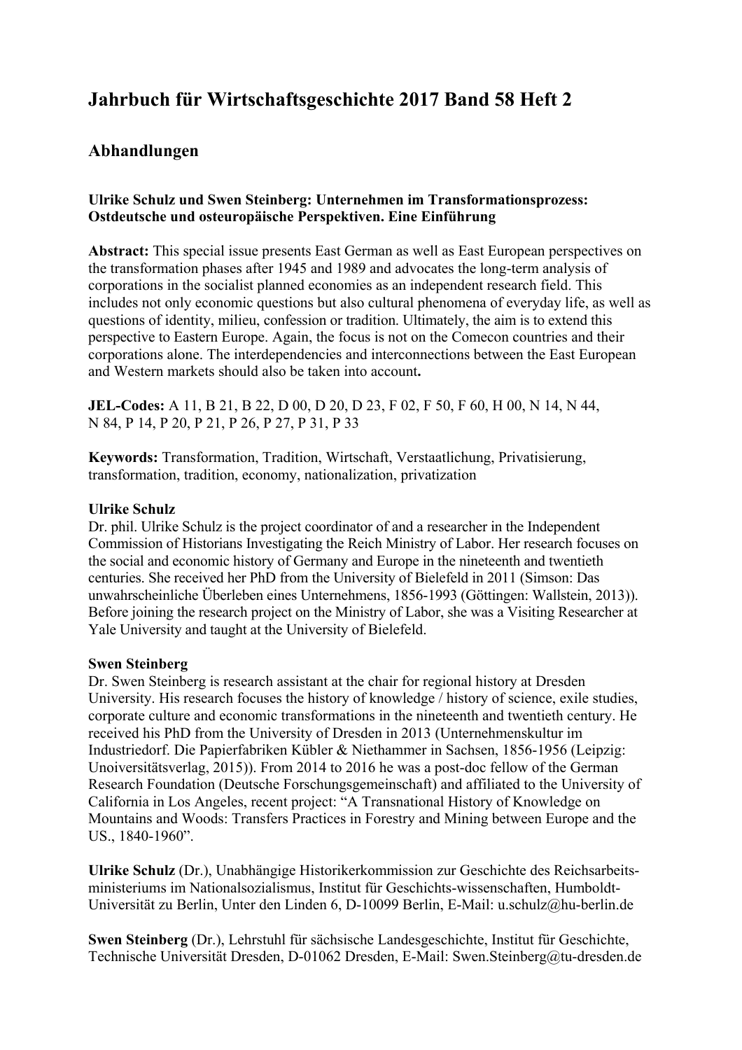# Jahrbuch für Wirtschaftsgeschichte 2017 Band 58 Heft 2

## Abhandlungen

**Ulrike Schulz und Swen Steinberg: Unternehmen im Transformationsprozess: Ostdeutsche und osteuropäische Perspektiven. Eine Einführung**

**Abstract:** This special issue presents East German as well as East European perspectives on the transformation phases after 1945 and 1989 and advocates the long-term analysis of corporations in the socialist planned economies as an independent research field. This includes not only economic questions but also cultural phenomena of everyday life, as well as questions of identity, milieu, confession or tradition. Ultimately, the aim is to extend this perspective to Eastern Europe. Again, the focus is not on the Comecon countries and their corporations alone. The interdependencies and interconnections between the East European and Western markets should also be taken into account**.**

**JEL-Codes:** A 11, B 21, B 22, D 00, D 20, D 23, F 02, F 50, F 60, H 00, N 14, N 44, N 84, P 14, P 20, P 21, P 26, P 27, P 31, P 33

**Keywords:** Transformation, Tradition, Wirtschaft, Verstaatlichung, Privatisierung, transformation, tradition, economy, nationalization, privatization

**Ulrike Schulz**
Dr. phil. Ulrike Schulz is the project coordinator of and a researcher in the Independent Commission of Historians Investigating the Reich Ministry of Labor. Her research focuses on the social and economic history of Germany and Europe in the nineteenth and twentieth centuries. She received her PhD from the University of Bielefeld in 2011 (Simson: Das unwahrscheinliche Überleben eines Unternehmens, 1856-1993 (Göttingen: Wallstein, 2013)). Before joining the research project on the Ministry of Labor, she was a Visiting Researcher at Yale University and taught at the University of Bielefeld.

**Swen Steinberg**
Dr. Swen Steinberg is research assistant at the chair for regional history at Dresden University. His research focuses the history of knowledge / history of science, exile studies, corporate culture and economic transformations in the nineteenth and twentieth century. He received his PhD from the University of Dresden in 2013 (Unternehmenskultur im Industriedorf. Die Papierfabriken Kübler & Niethammer in Sachsen, 1856-1956 (Leipzig: Unoiversitätsverlag, 2015)). From 2014 to 2016 he was a post-doc fellow of the German Research Foundation (Deutsche Forschungsgemeinschaft) and affiliated to the University of California in Los Angeles, recent project: "A Transnational History of Knowledge on Mountains and Woods: Transfers Practices in Forestry and Mining between Europe and the US., 1840-1960".

**Ulrike Schulz** (Dr.), Unabhängige Historikerkommission zur Geschichte des Reichsarbeits-ministeriums im Nationalsozialismus, Institut für Geschichts-wissenschaften, Humboldt-Universität zu Berlin, Unter den Linden 6, D-10099 Berlin, E-Mail: u.schulz@hu-berlin.de

**Swen Steinberg** (Dr.), Lehrstuhl für sächsische Landesgeschichte, Institut für Geschichte, Technische Universität Dresden, D-01062 Dresden, E-Mail: Swen.Steinberg@tu-dresden.de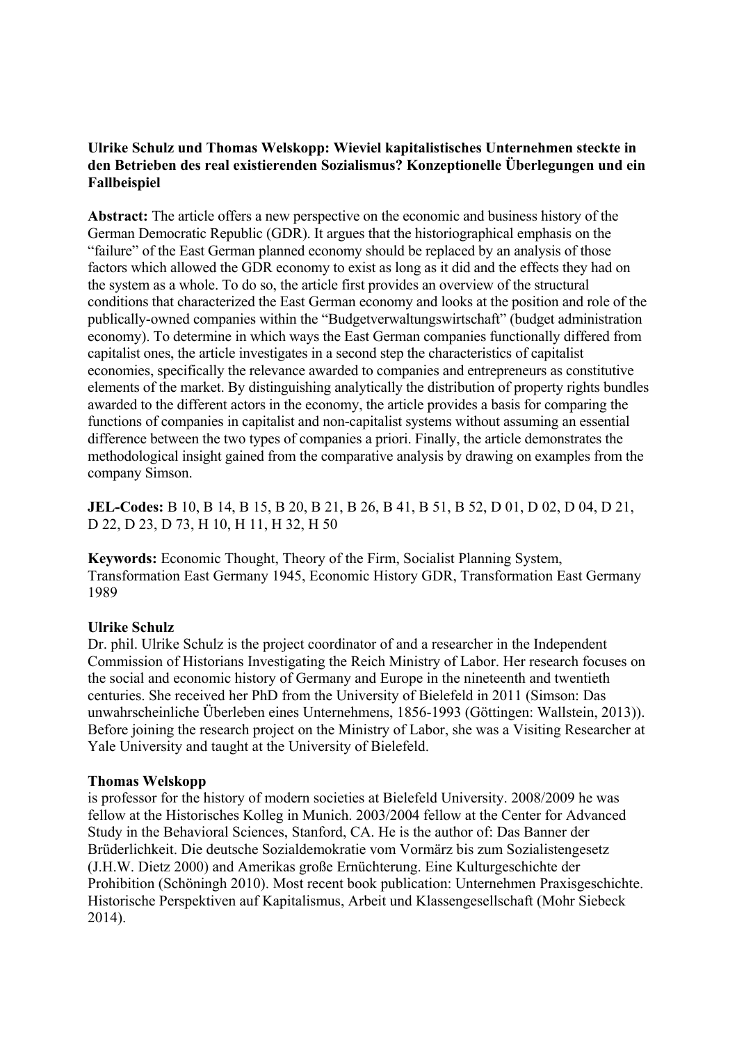**Ulrike Schulz und Thomas Welskopp: Wieviel kapitalistisches Unternehmen steckte in den Betrieben des real existierenden Sozialismus? Konzeptionelle Überlegungen und ein Fallbeispiel**

**Abstract:** The article offers a new perspective on the economic and business history of the German Democratic Republic (GDR). It argues that the historiographical emphasis on the "failure" of the East German planned economy should be replaced by an analysis of those factors which allowed the GDR economy to exist as long as it did and the effects they had on the system as a whole. To do so, the article first provides an overview of the structural conditions that characterized the East German economy and looks at the position and role of the publically-owned companies within the "Budgetverwaltungswirtschaft" (budget administration economy). To determine in which ways the East German companies functionally differed from capitalist ones, the article investigates in a second step the characteristics of capitalist economies, specifically the relevance awarded to companies and entrepreneurs as constitutive elements of the market. By distinguishing analytically the distribution of property rights bundles awarded to the different actors in the economy, the article provides a basis for comparing the functions of companies in capitalist and non-capitalist systems without assuming an essential difference between the two types of companies a priori. Finally, the article demonstrates the methodological insight gained from the comparative analysis by drawing on examples from the company Simson.

**JEL-Codes:** B 10, B 14, B 15, B 20, B 21, B 26, B 41, B 51, B 52, D 01, D 02, D 04, D 21, D 22, D 23, D 73, H 10, H 11, H 32, H 50

**Keywords:** Economic Thought, Theory of the Firm, Socialist Planning System, Transformation East Germany 1945, Economic History GDR, Transformation East Germany 1989

**Ulrike Schulz**
Dr. phil. Ulrike Schulz is the project coordinator of and a researcher in the Independent Commission of Historians Investigating the Reich Ministry of Labor. Her research focuses on the social and economic history of Germany and Europe in the nineteenth and twentieth centuries. She received her PhD from the University of Bielefeld in 2011 (Simson: Das unwahrscheinliche Überleben eines Unternehmens, 1856-1993 (Göttingen: Wallstein, 2013)). Before joining the research project on the Ministry of Labor, she was a Visiting Researcher at Yale University and taught at the University of Bielefeld.

**Thomas Welskopp**
is professor for the history of modern societies at Bielefeld University. 2008/2009 he was fellow at the Historisches Kolleg in Munich. 2003/2004 fellow at the Center for Advanced Study in the Behavioral Sciences, Stanford, CA. He is the author of: Das Banner der Brüderlichkeit. Die deutsche Sozialdemokratie vom Vormärz bis zum Sozialistengesetz (J.H.W. Dietz 2000) and Amerikas große Ernüchterung. Eine Kulturgeschichte der Prohibition (Schöningh 2010). Most recent book publication: Unternehmen Praxisgeschichte. Historische Perspektiven auf Kapitalismus, Arbeit und Klassengesellschaft (Mohr Siebeck 2014).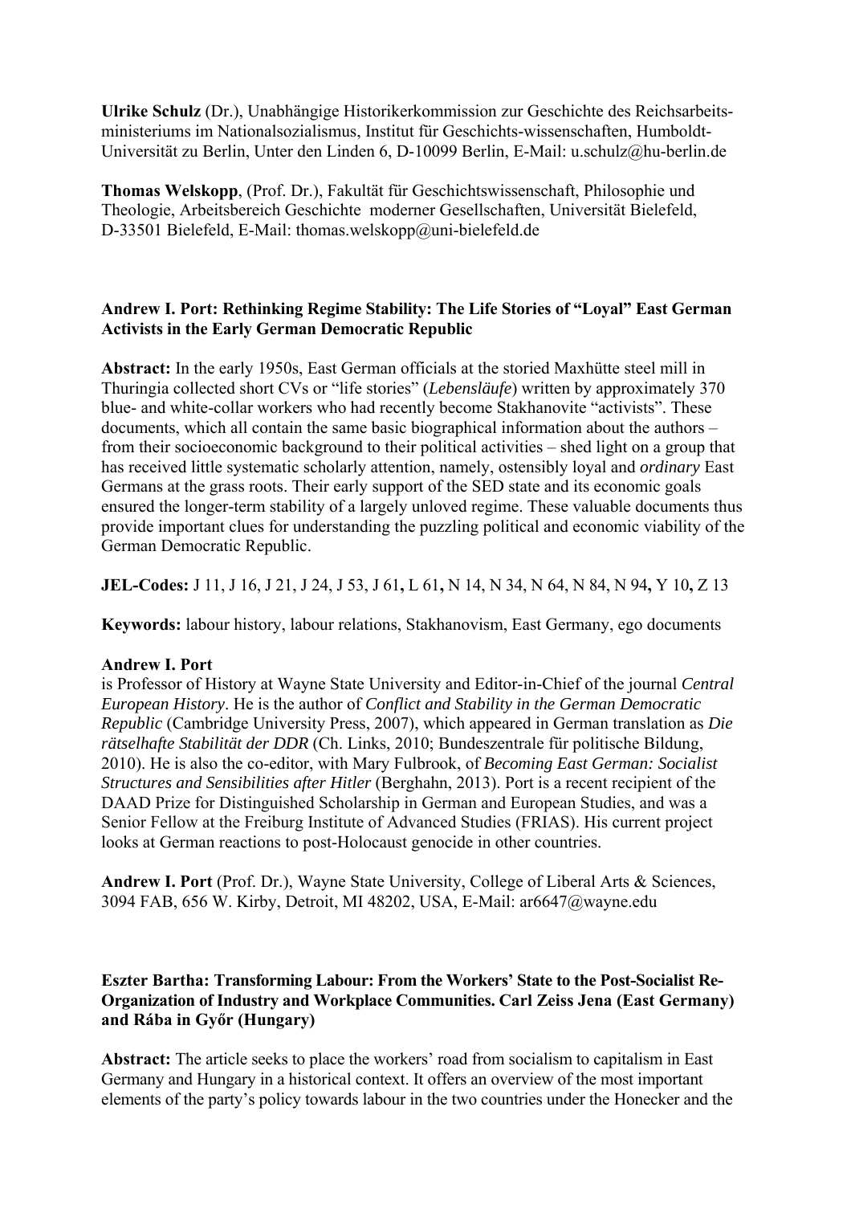**Ulrike Schulz** (Dr.), Unabhängige Historikerkommission zur Geschichte des Reichsarbeits-ministeriums im Nationalsozialismus, Institut für Geschichts-wissenschaften, Humboldt-Universität zu Berlin, Unter den Linden 6, D-10099 Berlin, E-Mail: u.schulz@hu-berlin.de

**Thomas Welskopp**, (Prof. Dr.), Fakultät für Geschichtswissenschaft, Philosophie und Theologie, Arbeitsbereich Geschichte moderner Gesellschaften, Universität Bielefeld, D-33501 Bielefeld, E-Mail: thomas.welskopp@uni-bielefeld.de

**Andrew I. Port: Rethinking Regime Stability: The Life Stories of "Loyal" East German Activists in the Early German Democratic Republic**

**Abstract:** In the early 1950s, East German officials at the storied Maxhütte steel mill in Thuringia collected short CVs or "life stories" (*Lebensläufe*) written by approximately 370 blue- and white-collar workers who had recently become Stakhanovite "activists". These documents, which all contain the same basic biographical information about the authors – from their socioeconomic background to their political activities – shed light on a group that has received little systematic scholarly attention, namely, ostensibly loyal and *ordinary* East Germans at the grass roots. Their early support of the SED state and its economic goals ensured the longer-term stability of a largely unloved regime. These valuable documents thus provide important clues for understanding the puzzling political and economic viability of the German Democratic Republic.

**JEL-Codes:** J 11, J 16, J 21, J 24, J 53, J 61**,** L 61**,** N 14, N 34, N 64, N 84, N 94**,** Y 10**,** Z 13

**Keywords:** labour history, labour relations, Stakhanovism, East Germany, ego documents

**Andrew I. Port**
is Professor of History at Wayne State University and Editor-in-Chief of the journal *Central European History*. He is the author of *Conflict and Stability in the German Democratic Republic* (Cambridge University Press, 2007), which appeared in German translation as *Die rätselhafte Stabilität der DDR* (Ch. Links, 2010; Bundeszentrale für politische Bildung, 2010). He is also the co-editor, with Mary Fulbrook, of *Becoming East German: Socialist Structures and Sensibilities after Hitler* (Berghahn, 2013). Port is a recent recipient of the DAAD Prize for Distinguished Scholarship in German and European Studies, and was a Senior Fellow at the Freiburg Institute of Advanced Studies (FRIAS). His current project looks at German reactions to post-Holocaust genocide in other countries.

**Andrew I. Port** (Prof. Dr.), Wayne State University, College of Liberal Arts & Sciences, 3094 FAB, 656 W. Kirby, Detroit, MI 48202, USA, E-Mail: ar6647@wayne.edu

**Eszter Bartha: Transforming Labour: From the Workers' State to the Post-Socialist Re-Organization of Industry and Workplace Communities. Carl Zeiss Jena (East Germany) and Rába in Győr (Hungary)**

**Abstract:** The article seeks to place the workers' road from socialism to capitalism in East Germany and Hungary in a historical context. It offers an overview of the most important elements of the party's policy towards labour in the two countries under the Honecker and the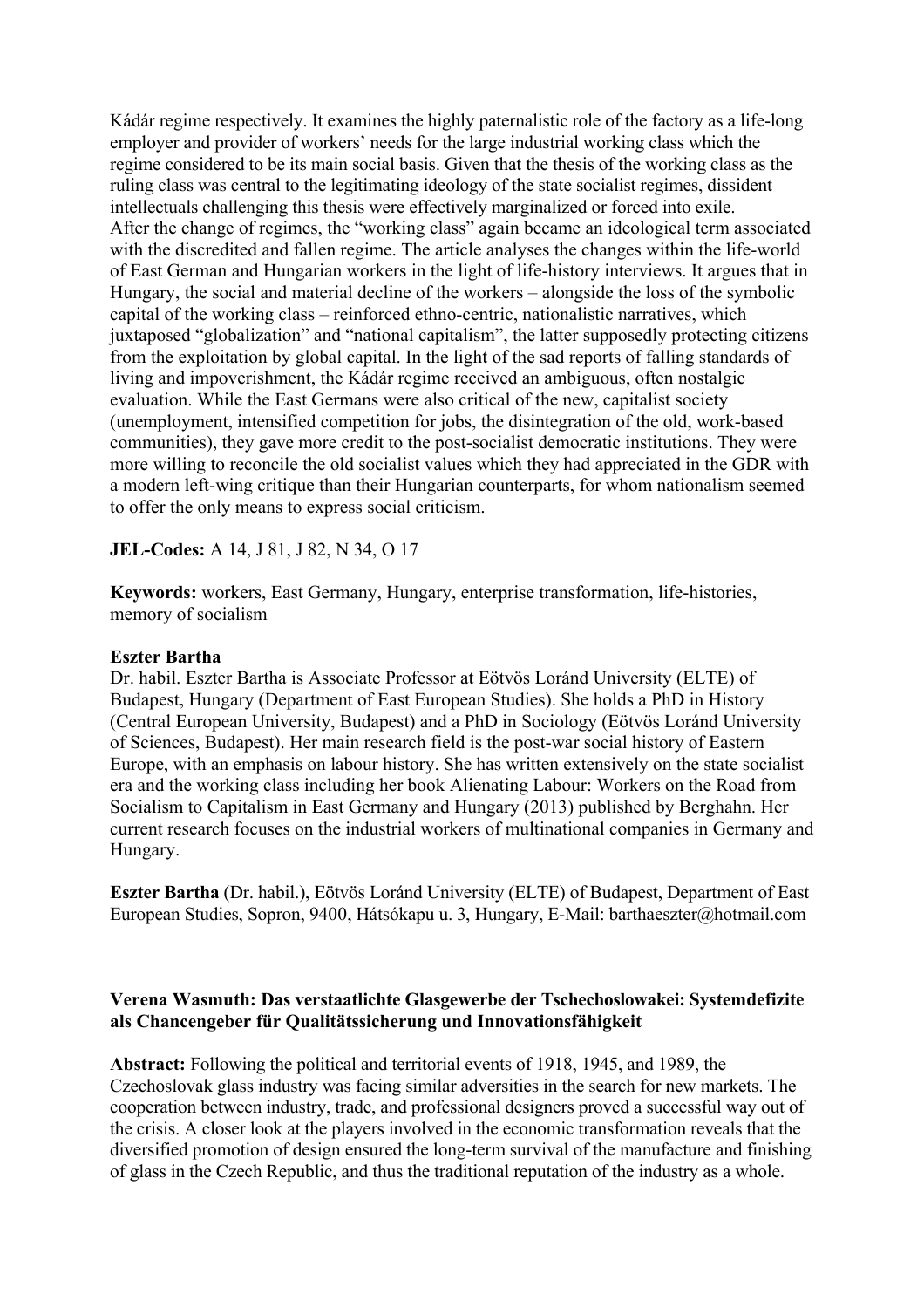Kádár regime respectively. It examines the highly paternalistic role of the factory as a life-long employer and provider of workers' needs for the large industrial working class which the regime considered to be its main social basis. Given that the thesis of the working class as the ruling class was central to the legitimating ideology of the state socialist regimes, dissident intellectuals challenging this thesis were effectively marginalized or forced into exile.
After the change of regimes, the "working class" again became an ideological term associated with the discredited and fallen regime. The article analyses the changes within the life-world of East German and Hungarian workers in the light of life-history interviews. It argues that in Hungary, the social and material decline of the workers – alongside the loss of the symbolic capital of the working class – reinforced ethno-centric, nationalistic narratives, which juxtaposed "globalization" and "national capitalism", the latter supposedly protecting citizens from the exploitation by global capital. In the light of the sad reports of falling standards of living and impoverishment, the Kádár regime received an ambiguous, often nostalgic evaluation. While the East Germans were also critical of the new, capitalist society (unemployment, intensified competition for jobs, the disintegration of the old, work-based communities), they gave more credit to the post-socialist democratic institutions. They were more willing to reconcile the old socialist values which they had appreciated in the GDR with a modern left-wing critique than their Hungarian counterparts, for whom nationalism seemed to offer the only means to express social criticism.

**JEL-Codes:** A 14, J 81, J 82, N 34, O 17

**Keywords:** workers, East Germany, Hungary, enterprise transformation, life-histories, memory of socialism

**Eszter Bartha**
Dr. habil. Eszter Bartha is Associate Professor at Eötvös Loránd University (ELTE) of Budapest, Hungary (Department of East European Studies). She holds a PhD in History (Central European University, Budapest) and a PhD in Sociology (Eötvös Loránd University of Sciences, Budapest). Her main research field is the post-war social history of Eastern Europe, with an emphasis on labour history. She has written extensively on the state socialist era and the working class including her book Alienating Labour: Workers on the Road from Socialism to Capitalism in East Germany and Hungary (2013) published by Berghahn. Her current research focuses on the industrial workers of multinational companies in Germany and Hungary.

**Eszter Bartha** (Dr. habil.), Eötvös Loránd University (ELTE) of Budapest, Department of East European Studies, Sopron, 9400, Hátsókapu u. 3, Hungary, E-Mail: barthaeszter@hotmail.com

**Verena Wasmuth: Das verstaatlichte Glasgewerbe der Tschechoslowakei: Systemdefizite als Chancengeber für Qualitätssicherung und Innovationsfähigkeit**

**Abstract:** Following the political and territorial events of 1918, 1945, and 1989, the Czechoslovak glass industry was facing similar adversities in the search for new markets. The cooperation between industry, trade, and professional designers proved a successful way out of the crisis. A closer look at the players involved in the economic transformation reveals that the diversified promotion of design ensured the long-term survival of the manufacture and finishing of glass in the Czech Republic, and thus the traditional reputation of the industry as a whole.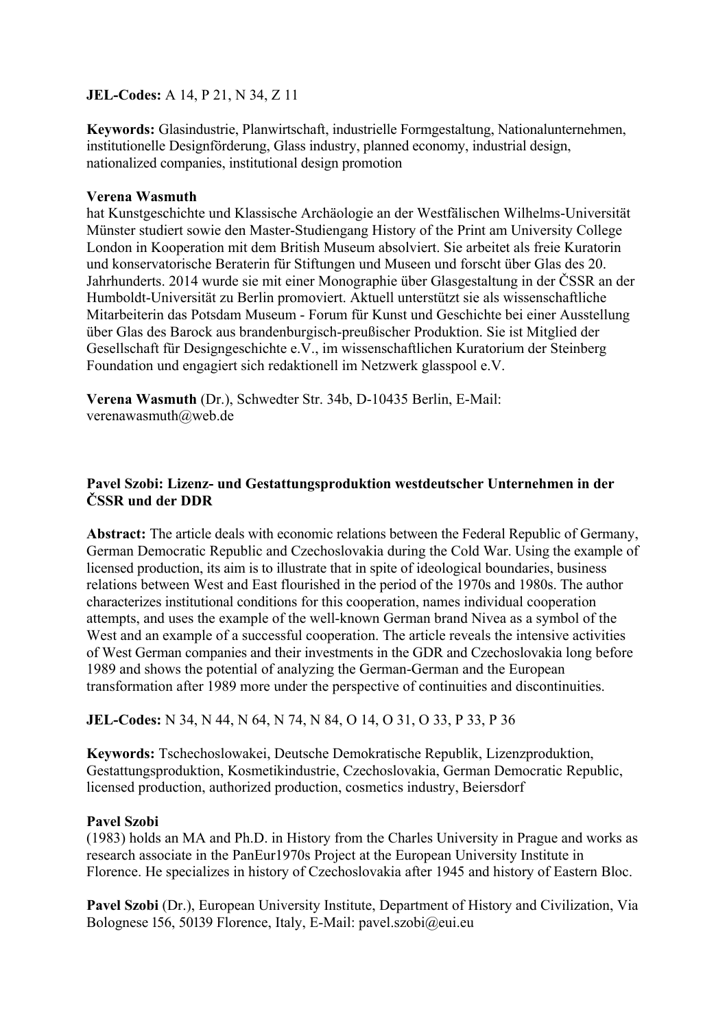**JEL-Codes:** A 14, P 21, N 34, Z 11

**Keywords:** Glasindustrie, Planwirtschaft, industrielle Formgestaltung, Nationalunternehmen, institutionelle Designförderung, Glass industry, planned economy, industrial design, nationalized companies, institutional design promotion

**Verena Wasmuth**
hat Kunstgeschichte und Klassische Archäologie an der Westfälischen Wilhelms-Universität Münster studiert sowie den Master-Studiengang History of the Print am University College London in Kooperation mit dem British Museum absolviert. Sie arbeitet als freie Kuratorin und konservatorische Beraterin für Stiftungen und Museen und forscht über Glas des 20. Jahrhunderts. 2014 wurde sie mit einer Monographie über Glasgestaltung in der ČSSR an der Humboldt-Universität zu Berlin promoviert. Aktuell unterstützt sie als wissenschaftliche Mitarbeiterin das Potsdam Museum - Forum für Kunst und Geschichte bei einer Ausstellung über Glas des Barock aus brandenburgisch-preußischer Produktion. Sie ist Mitglied der Gesellschaft für Designgeschichte e.V., im wissenschaftlichen Kuratorium der Steinberg Foundation und engagiert sich redaktionell im Netzwerk glasspool e.V.

**Verena Wasmuth** (Dr.), Schwedter Str. 34b, D-10435 Berlin, E-Mail: verenawasmuth@web.de

**Pavel Szobi: Lizenz- und Gestattungsproduktion westdeutscher Unternehmen in der ČSSR und der DDR**

**Abstract:** The article deals with economic relations between the Federal Republic of Germany, German Democratic Republic and Czechoslovakia during the Cold War. Using the example of licensed production, its aim is to illustrate that in spite of ideological boundaries, business relations between West and East flourished in the period of the 1970s and 1980s. The author characterizes institutional conditions for this cooperation, names individual cooperation attempts, and uses the example of the well-known German brand Nivea as a symbol of the West and an example of a successful cooperation. The article reveals the intensive activities of West German companies and their investments in the GDR and Czechoslovakia long before 1989 and shows the potential of analyzing the German-German and the European transformation after 1989 more under the perspective of continuities and discontinuities.

**JEL-Codes:** N 34, N 44, N 64, N 74, N 84, O 14, O 31, O 33, P 33, P 36

**Keywords:** Tschechoslowakei, Deutsche Demokratische Republik, Lizenzproduktion, Gestattungsproduktion, Kosmetikindustrie, Czechoslovakia, German Democratic Republic, licensed production, authorized production, cosmetics industry, Beiersdorf

**Pavel Szobi**
(1983) holds an MA and Ph.D. in History from the Charles University in Prague and works as research associate in the PanEur1970s Project at the European University Institute in Florence. He specializes in history of Czechoslovakia after 1945 and history of Eastern Bloc.

**Pavel Szobi** (Dr.), European University Institute, Department of History and Civilization, Via Bolognese 156, 50139 Florence, Italy, E-Mail: pavel.szobi@eui.eu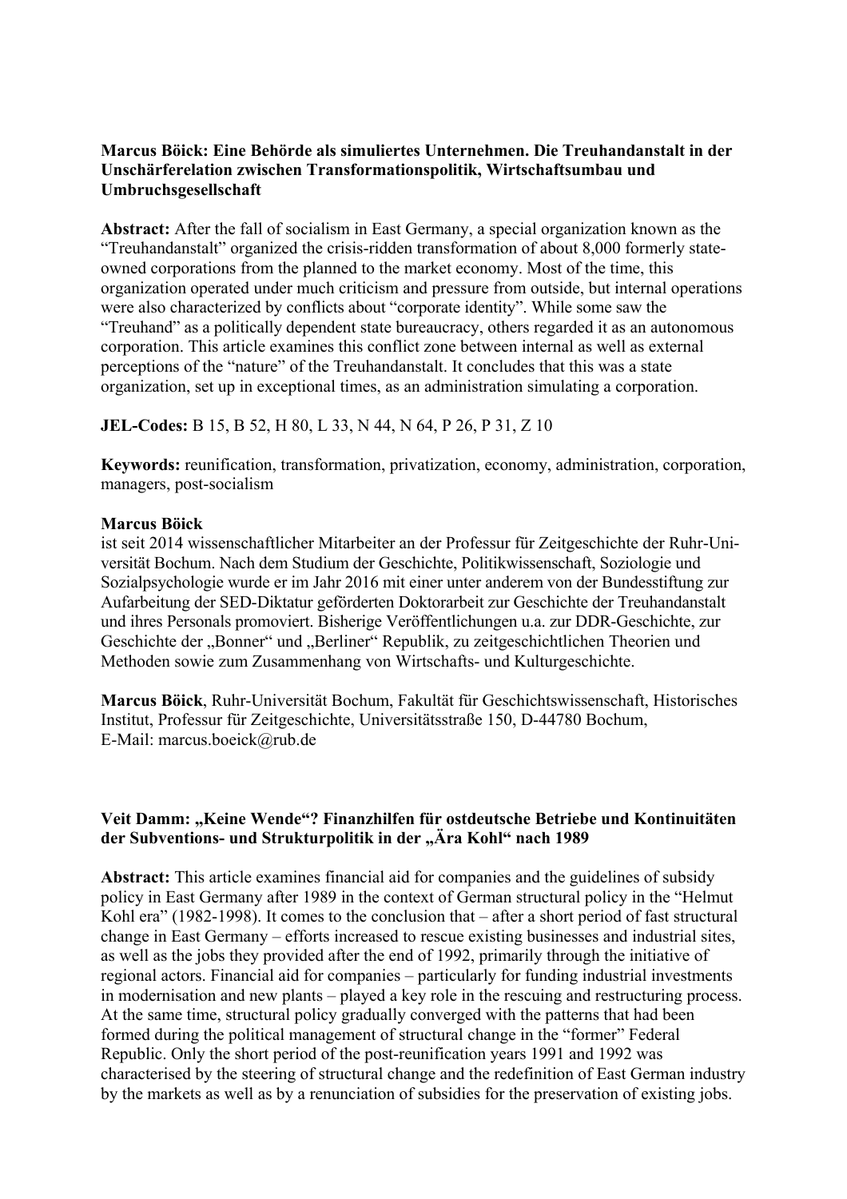**Marcus Böick: Eine Behörde als simuliertes Unternehmen. Die Treuhandanstalt in der Unschärferelation zwischen Transformationspolitik, Wirtschaftsumbau und Umbruchsgesellschaft**

**Abstract:** After the fall of socialism in East Germany, a special organization known as the "Treuhandanstalt" organized the crisis-ridden transformation of about 8,000 formerly state-owned corporations from the planned to the market economy. Most of the time, this organization operated under much criticism and pressure from outside, but internal operations were also characterized by conflicts about "corporate identity". While some saw the "Treuhand" as a politically dependent state bureaucracy, others regarded it as an autonomous corporation. This article examines this conflict zone between internal as well as external perceptions of the "nature" of the Treuhandanstalt. It concludes that this was a state organization, set up in exceptional times, as an administration simulating a corporation.

**JEL-Codes:** B 15, B 52, H 80, L 33, N 44, N 64, P 26, P 31, Z 10

**Keywords:** reunification, transformation, privatization, economy, administration, corporation, managers, post-socialism

**Marcus Böick**
ist seit 2014 wissenschaftlicher Mitarbeiter an der Professur für Zeitgeschichte der Ruhr-Universität Bochum. Nach dem Studium der Geschichte, Politikwissenschaft, Soziologie und Sozialpsychologie wurde er im Jahr 2016 mit einer unter anderem von der Bundesstiftung zur Aufarbeitung der SED-Diktatur geförderten Doktorarbeit zur Geschichte der Treuhandanstalt und ihres Personals promoviert. Bisherige Veröffentlichungen u.a. zur DDR-Geschichte, zur Geschichte der „Bonner" und „Berliner" Republik, zu zeitgeschichtlichen Theorien und Methoden sowie zum Zusammenhang von Wirtschafts- und Kulturgeschichte.

**Marcus Böick**, Ruhr-Universität Bochum, Fakultät für Geschichtswissenschaft, Historisches Institut, Professur für Zeitgeschichte, Universitätsstraße 150, D-44780 Bochum,
E-Mail: marcus.boeick@rub.de

**Veit Damm: „Keine Wende"? Finanzhilfen für ostdeutsche Betriebe und Kontinuitäten der Subventions- und Strukturpolitik in der „Ära Kohl" nach 1989**

**Abstract:** This article examines financial aid for companies and the guidelines of subsidy policy in East Germany after 1989 in the context of German structural policy in the "Helmut Kohl era" (1982-1998). It comes to the conclusion that – after a short period of fast structural change in East Germany – efforts increased to rescue existing businesses and industrial sites, as well as the jobs they provided after the end of 1992, primarily through the initiative of regional actors. Financial aid for companies – particularly for funding industrial investments in modernisation and new plants – played a key role in the rescuing and restructuring process. At the same time, structural policy gradually converged with the patterns that had been formed during the political management of structural change in the "former" Federal Republic. Only the short period of the post-reunification years 1991 and 1992 was characterised by the steering of structural change and the redefinition of East German industry by the markets as well as by a renunciation of subsidies for the preservation of existing jobs.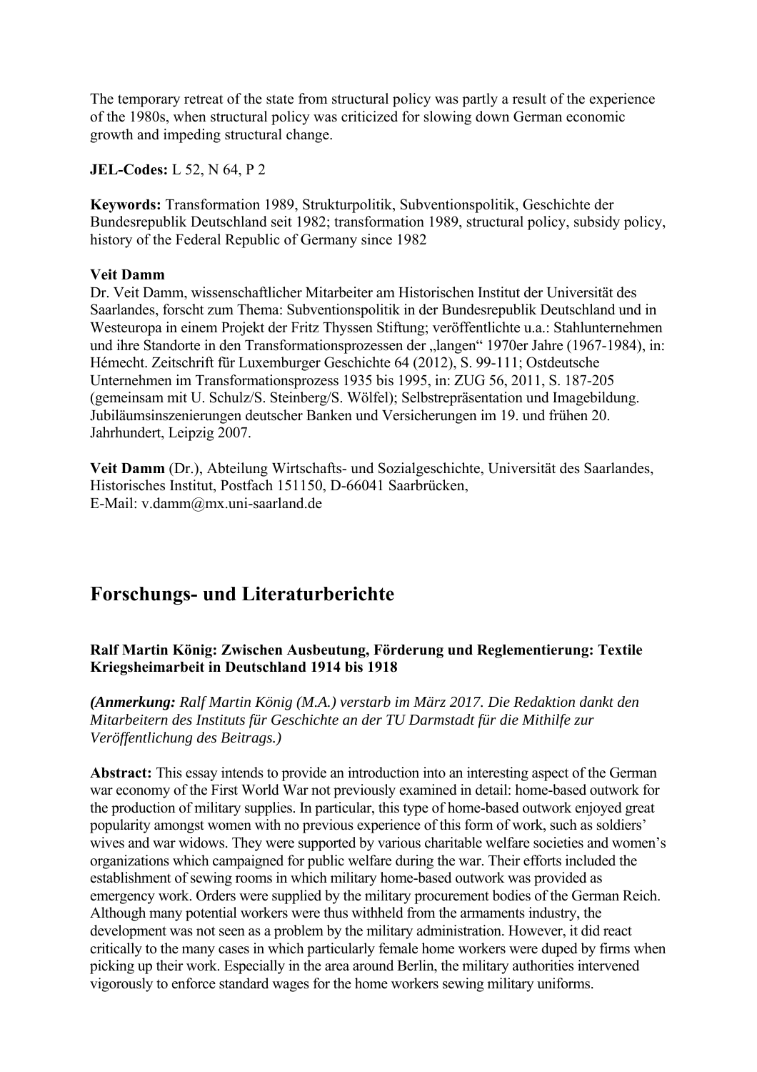The temporary retreat of the state from structural policy was partly a result of the experience of the 1980s, when structural policy was criticized for slowing down German economic growth and impeding structural change.

**JEL-Codes:** L 52, N 64, P 2

**Keywords:** Transformation 1989, Strukturpolitik, Subventionspolitik, Geschichte der Bundesrepublik Deutschland seit 1982; transformation 1989, structural policy, subsidy policy, history of the Federal Republic of Germany since 1982

**Veit Damm**
Dr. Veit Damm, wissenschaftlicher Mitarbeiter am Historischen Institut der Universität des Saarlandes, forscht zum Thema: Subventionspolitik in der Bundesrepublik Deutschland und in Westeuropa in einem Projekt der Fritz Thyssen Stiftung; veröffentlichte u.a.: Stahlunternehmen und ihre Standorte in den Transformationsprozessen der „langen" 1970er Jahre (1967-1984), in: Hémecht. Zeitschrift für Luxemburger Geschichte 64 (2012), S. 99-111; Ostdeutsche Unternehmen im Transformationsprozess 1935 bis 1995, in: ZUG 56, 2011, S. 187-205 (gemeinsam mit U. Schulz/S. Steinberg/S. Wölfel); Selbstrepräsentation und Imagebildung. Jubiläumsinszenierungen deutscher Banken und Versicherungen im 19. und frühen 20. Jahrhundert, Leipzig 2007.

**Veit Damm** (Dr.), Abteilung Wirtschafts- und Sozialgeschichte, Universität des Saarlandes, Historisches Institut, Postfach 151150, D-66041 Saarbrücken,
E-Mail: v.damm@mx.uni-saarland.de

## Forschungs- und Literaturberichte

### Ralf Martin König: Zwischen Ausbeutung, Förderung und Reglementierung: Textile Kriegsheimarbeit in Deutschland 1914 bis 1918

***(Anmerkung:** Ralf Martin König (M.A.) verstarb im März 2017. Die Redaktion dankt den Mitarbeitern des Instituts für Geschichte an der TU Darmstadt für die Mithilfe zur Veröffentlichung des Beitrags.)*

**Abstract:** This essay intends to provide an introduction into an interesting aspect of the German war economy of the First World War not previously examined in detail: home-based outwork for the production of military supplies. In particular, this type of home-based outwork enjoyed great popularity amongst women with no previous experience of this form of work, such as soldiers' wives and war widows. They were supported by various charitable welfare societies and women's organizations which campaigned for public welfare during the war. Their efforts included the establishment of sewing rooms in which military home-based outwork was provided as emergency work. Orders were supplied by the military procurement bodies of the German Reich. Although many potential workers were thus withheld from the armaments industry, the development was not seen as a problem by the military administration. However, it did react critically to the many cases in which particularly female home workers were duped by firms when picking up their work. Especially in the area around Berlin, the military authorities intervened vigorously to enforce standard wages for the home workers sewing military uniforms.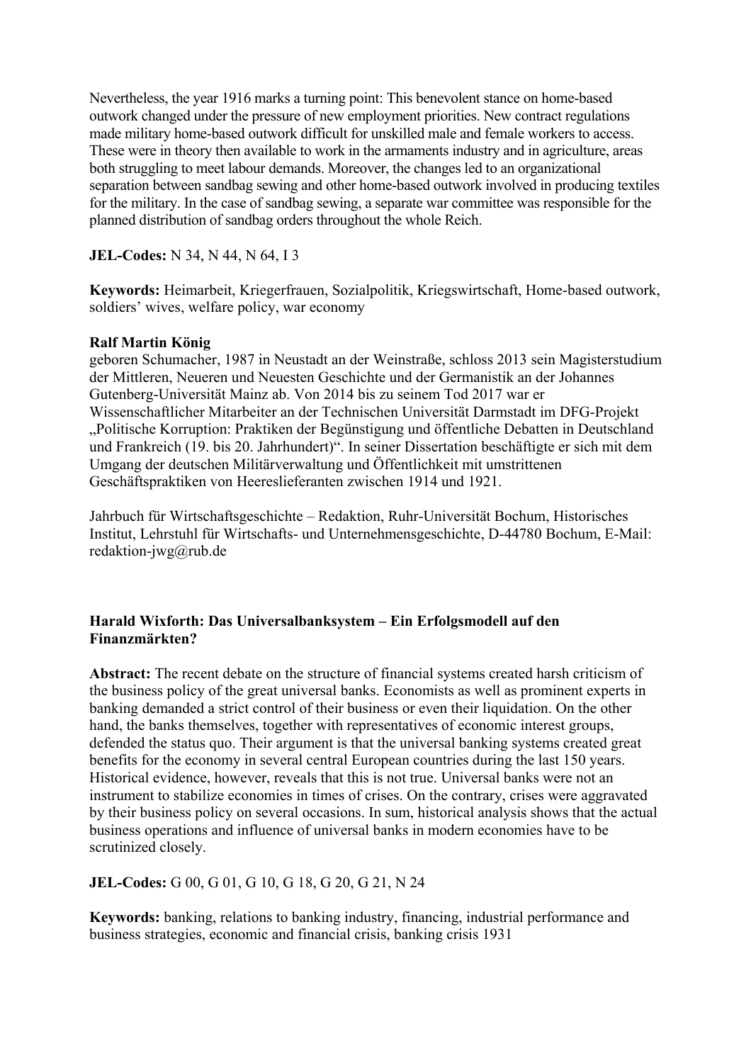Nevertheless, the year 1916 marks a turning point: This benevolent stance on home-based outwork changed under the pressure of new employment priorities. New contract regulations made military home-based outwork difficult for unskilled male and female workers to access. These were in theory then available to work in the armaments industry and in agriculture, areas both struggling to meet labour demands. Moreover, the changes led to an organizational separation between sandbag sewing and other home-based outwork involved in producing textiles for the military. In the case of sandbag sewing, a separate war committee was responsible for the planned distribution of sandbag orders throughout the whole Reich.

**JEL-Codes:** N 34, N 44, N 64, I 3

**Keywords:** Heimarbeit, Kriegerfrauen, Sozialpolitik, Kriegswirtschaft, Home-based outwork, soldiers' wives, welfare policy, war economy

**Ralf Martin König**
geboren Schumacher, 1987 in Neustadt an der Weinstraße, schloss 2013 sein Magisterstudium der Mittleren, Neueren und Neuesten Geschichte und der Germanistik an der Johannes Gutenberg-Universität Mainz ab. Von 2014 bis zu seinem Tod 2017 war er Wissenschaftlicher Mitarbeiter an der Technischen Universität Darmstadt im DFG-Projekt „Politische Korruption: Praktiken der Begünstigung und öffentliche Debatten in Deutschland und Frankreich (19. bis 20. Jahrhundert)". In seiner Dissertation beschäftigte er sich mit dem Umgang der deutschen Militärverwaltung und Öffentlichkeit mit umstrittenen Geschäftspraktiken von Heereslieferanten zwischen 1914 und 1921.

Jahrbuch für Wirtschaftsgeschichte – Redaktion, Ruhr-Universität Bochum, Historisches Institut, Lehrstuhl für Wirtschafts- und Unternehmensgeschichte, D-44780 Bochum, E-Mail: redaktion-jwg@rub.de

**Harald Wixforth: Das Universalbanksystem – Ein Erfolgsmodell auf den Finanzmärkten?**

**Abstract:** The recent debate on the structure of financial systems created harsh criticism of the business policy of the great universal banks. Economists as well as prominent experts in banking demanded a strict control of their business or even their liquidation. On the other hand, the banks themselves, together with representatives of economic interest groups, defended the status quo. Their argument is that the universal banking systems created great benefits for the economy in several central European countries during the last 150 years. Historical evidence, however, reveals that this is not true. Universal banks were not an instrument to stabilize economies in times of crises. On the contrary, crises were aggravated by their business policy on several occasions. In sum, historical analysis shows that the actual business operations and influence of universal banks in modern economies have to be scrutinized closely.

**JEL-Codes:** G 00, G 01, G 10, G 18, G 20, G 21, N 24

**Keywords:** banking, relations to banking industry, financing, industrial performance and business strategies, economic and financial crisis, banking crisis 1931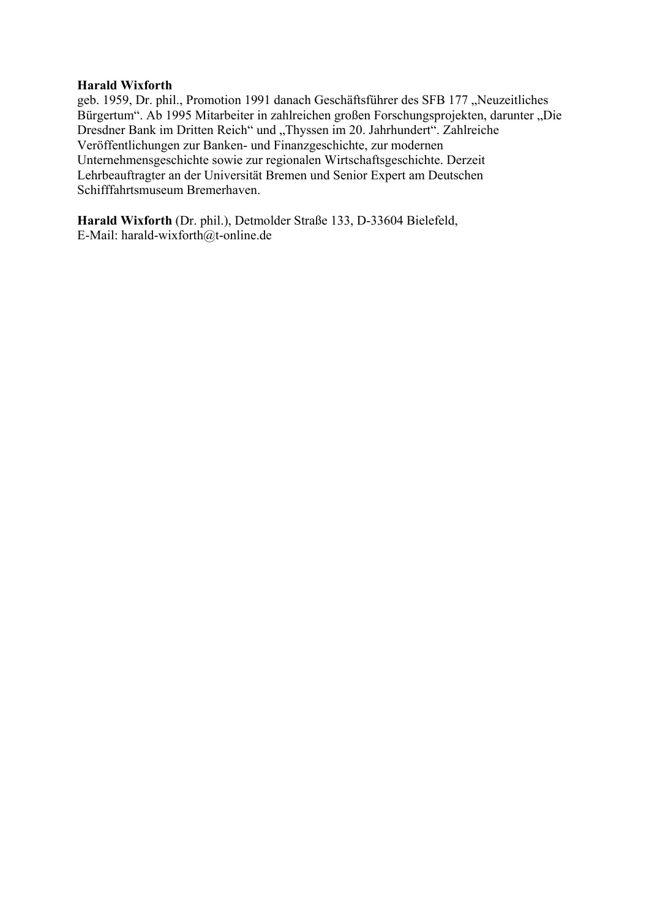**Harald Wixforth**

geb. 1959, Dr. phil., Promotion 1991 danach Geschäftsführer des SFB 177 „Neuzeitliches Bürgertum“. Ab 1995 Mitarbeiter in zahlreichen großen Forschungsprojekten, darunter „Die Dresdner Bank im Dritten Reich“ und „Thyssen im 20. Jahrhundert“. Zahlreiche Veröffentlichungen zur Banken- und Finanzgeschichte, zur modernen Unternehmensgeschichte sowie zur regionalen Wirtschaftsgeschichte. Derzeit Lehrbeauftragter an der Universität Bremen und Senior Expert am Deutschen Schifffahrtsmuseum Bremerhaven.

**Harald Wixforth** (Dr. phil.), Detmolder Straße 133, D-33604 Bielefeld,
E-Mail: harald-wixforth@t-online.de